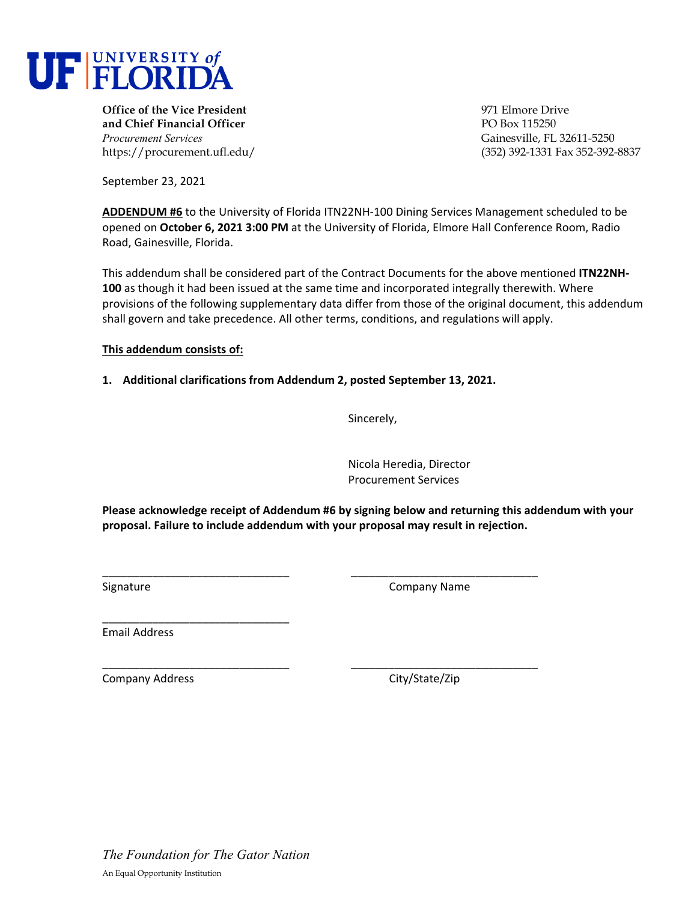# UF UNIVERSITY of FLORIDA

**Office of the Vice President and Chief Financial Officer**
*Procurement Services*
https://procurement.ufl.edu/

971 Elmore Drive
PO Box 115250
Gainesville, FL 32611-5250
(352) 392-1331 Fax 352-392-8837

September 23, 2021

**ADDENDUM #6** to the University of Florida ITN22NH-100 Dining Services Management scheduled to be opened on **October 6, 2021 3:00 PM** at the University of Florida, Elmore Hall Conference Room, Radio Road, Gainesville, Florida.

This addendum shall be considered part of the Contract Documents for the above mentioned **ITN22NH-100** as though it had been issued at the same time and incorporated integrally therewith. Where provisions of the following supplementary data differ from those of the original document, this addendum shall govern and take precedence. All other terms, conditions, and regulations will apply.

**This addendum consists of:**

1. **Additional clarifications from Addendum 2, posted September 13, 2021.**

Sincerely,

Nicola Heredia, Director
Procurement Services

**Please acknowledge receipt of Addendum #6 by signing below and returning this addendum with your proposal. Failure to include addendum with your proposal may result in rejection.**

______________________________ ______________________________
Signature Company Name

______________________________
Email Address

______________________________ ______________________________
Company Address City/State/Zip

*The Foundation for The Gator Nation*

An Equal Opportunity Institution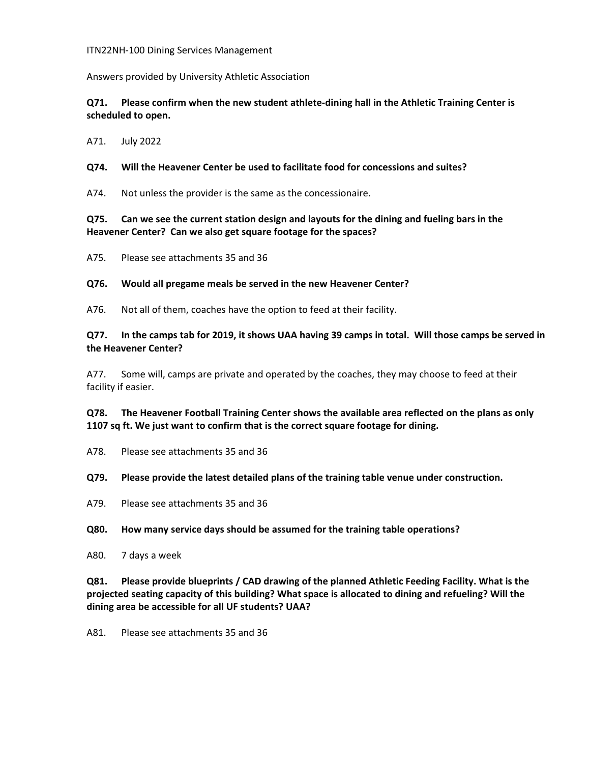ITN22NH-100 Dining Services Management

Answers provided by University Athletic Association

**Q71. Please confirm when the new student athlete-dining hall in the Athletic Training Center is scheduled to open.**

A71. July 2022

**Q74. Will the Heavener Center be used to facilitate food for concessions and suites?**

A74. Not unless the provider is the same as the concessionaire.

**Q75. Can we see the current station design and layouts for the dining and fueling bars in the Heavener Center? Can we also get square footage for the spaces?**

A75. Please see attachments 35 and 36

**Q76. Would all pregame meals be served in the new Heavener Center?**

A76. Not all of them, coaches have the option to feed at their facility.

**Q77. In the camps tab for 2019, it shows UAA having 39 camps in total. Will those camps be served in the Heavener Center?**

A77. Some will, camps are private and operated by the coaches, they may choose to feed at their facility if easier.

**Q78. The Heavener Football Training Center shows the available area reflected on the plans as only 1107 sq ft. We just want to confirm that is the correct square footage for dining.**

A78. Please see attachments 35 and 36

**Q79. Please provide the latest detailed plans of the training table venue under construction.**

A79. Please see attachments 35 and 36

**Q80. How many service days should be assumed for the training table operations?**

A80. 7 days a week

**Q81. Please provide blueprints / CAD drawing of the planned Athletic Feeding Facility. What is the projected seating capacity of this building? What space is allocated to dining and refueling? Will the dining area be accessible for all UF students? UAA?**

A81. Please see attachments 35 and 36